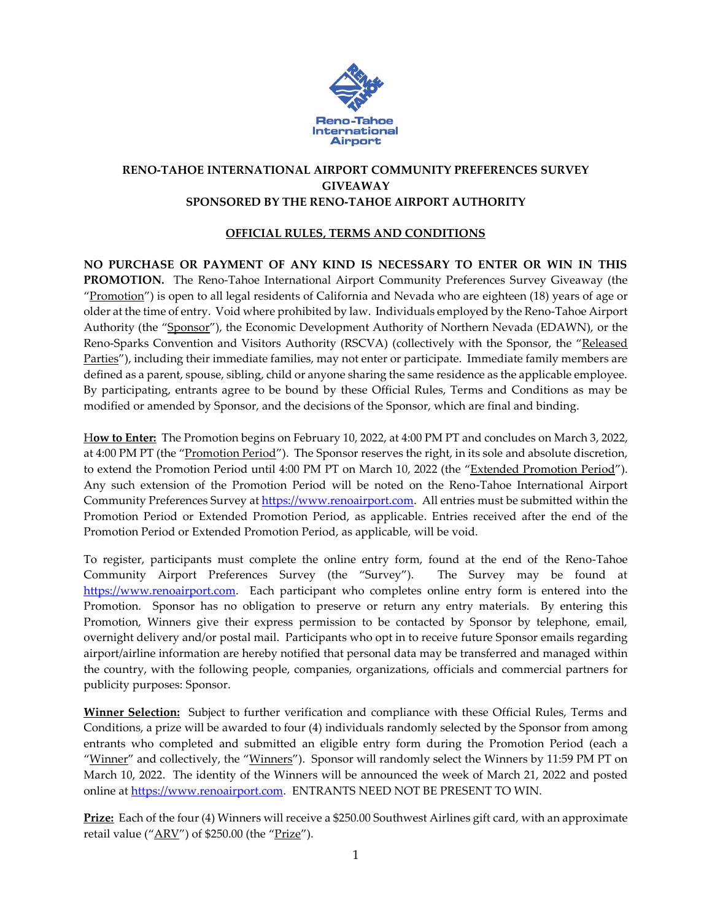Reno-Tahoe International Airport

# RENO-TAHOE INTERNATIONAL AIRPORT COMMUNITY PREFERENCES SURVEY GIVEAWAY
# SPONSORED BY THE RENO-TAHOE AIRPORT AUTHORITY

## OFFICIAL RULES, TERMS AND CONDITIONS

**NO PURCHASE OR PAYMENT OF ANY KIND IS NECESSARY TO ENTER OR WIN IN THIS PROMOTION.** The Reno-Tahoe International Airport Community Preferences Survey Giveaway (the "Promotion") is open to all legal residents of California and Nevada who are eighteen (18) years of age or older at the time of entry. Void where prohibited by law. Individuals employed by the Reno-Tahoe Airport Authority (the "Sponsor"), the Economic Development Authority of Northern Nevada (EDAWN), or the Reno-Sparks Convention and Visitors Authority (RSCVA) (collectively with the Sponsor, the "Released Parties"), including their immediate families, may not enter or participate. Immediate family members are defined as a parent, spouse, sibling, child or anyone sharing the same residence as the applicable employee. By participating, entrants agree to be bound by these Official Rules, Terms and Conditions as may be modified or amended by Sponsor, and the decisions of the Sponsor, which are final and binding.

**How to Enter:** The Promotion begins on February 10, 2022, at 4:00 PM PT and concludes on March 3, 2022, at 4:00 PM PT (the "Promotion Period"). The Sponsor reserves the right, in its sole and absolute discretion, to extend the Promotion Period until 4:00 PM PT on March 10, 2022 (the "Extended Promotion Period"). Any such extension of the Promotion Period will be noted on the Reno-Tahoe International Airport Community Preferences Survey at https://www.renoairport.com. All entries must be submitted within the Promotion Period or Extended Promotion Period, as applicable. Entries received after the end of the Promotion Period or Extended Promotion Period, as applicable, will be void.

To register, participants must complete the online entry form, found at the end of the Reno-Tahoe Community Airport Preferences Survey (the "Survey"). The Survey may be found at https://www.renoairport.com. Each participant who completes online entry form is entered into the Promotion. Sponsor has no obligation to preserve or return any entry materials. By entering this Promotion, Winners give their express permission to be contacted by Sponsor by telephone, email, overnight delivery and/or postal mail. Participants who opt in to receive future Sponsor emails regarding airport/airline information are hereby notified that personal data may be transferred and managed within the country, with the following people, companies, organizations, officials and commercial partners for publicity purposes: Sponsor.

**Winner Selection:** Subject to further verification and compliance with these Official Rules, Terms and Conditions, a prize will be awarded to four (4) individuals randomly selected by the Sponsor from among entrants who completed and submitted an eligible entry form during the Promotion Period (each a "Winner" and collectively, the "Winners"). Sponsor will randomly select the Winners by 11:59 PM PT on March 10, 2022. The identity of the Winners will be announced the week of March 21, 2022 and posted online at https://www.renoairport.com. ENTRANTS NEED NOT BE PRESENT TO WIN.

**Prize:** Each of the four (4) Winners will receive a $250.00 Southwest Airlines gift card, with an approximate retail value ("ARV") of $250.00 (the "Prize").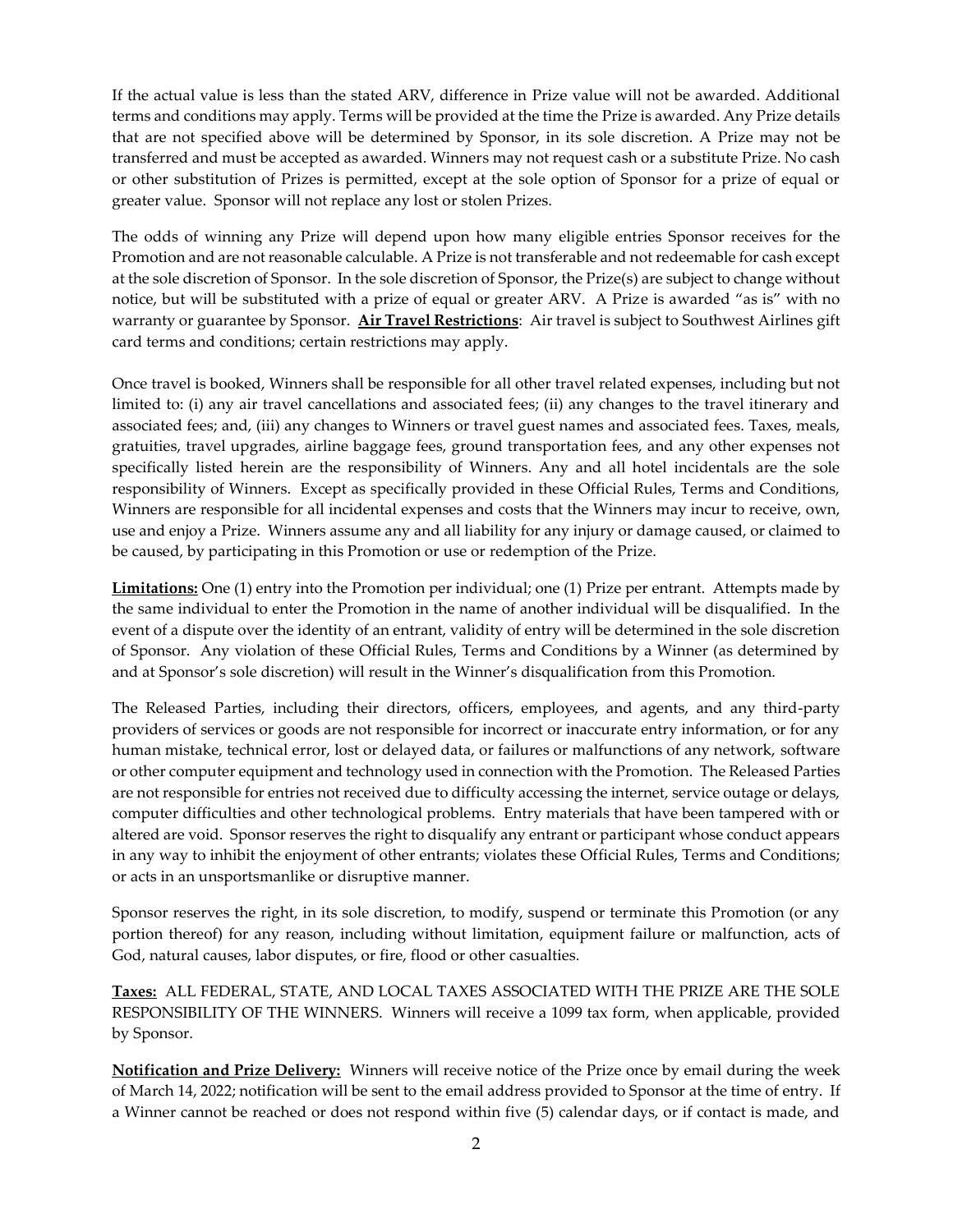If the actual value is less than the stated ARV, difference in Prize value will not be awarded. Additional terms and conditions may apply. Terms will be provided at the time the Prize is awarded. Any Prize details that are not specified above will be determined by Sponsor, in its sole discretion. A Prize may not be transferred and must be accepted as awarded. Winners may not request cash or a substitute Prize. No cash or other substitution of Prizes is permitted, except at the sole option of Sponsor for a prize of equal or greater value. Sponsor will not replace any lost or stolen Prizes.

The odds of winning any Prize will depend upon how many eligible entries Sponsor receives for the Promotion and are not reasonable calculable. A Prize is not transferable and not redeemable for cash except at the sole discretion of Sponsor. In the sole discretion of Sponsor, the Prize(s) are subject to change without notice, but will be substituted with a prize of equal or greater ARV. A Prize is awarded "as is" with no warranty or guarantee by Sponsor. **Air Travel Restrictions**: Air travel is subject to Southwest Airlines gift card terms and conditions; certain restrictions may apply.

Once travel is booked, Winners shall be responsible for all other travel related expenses, including but not limited to: (i) any air travel cancellations and associated fees; (ii) any changes to the travel itinerary and associated fees; and, (iii) any changes to Winners or travel guest names and associated fees. Taxes, meals, gratuities, travel upgrades, airline baggage fees, ground transportation fees, and any other expenses not specifically listed herein are the responsibility of Winners. Any and all hotel incidentals are the sole responsibility of Winners. Except as specifically provided in these Official Rules, Terms and Conditions, Winners are responsible for all incidental expenses and costs that the Winners may incur to receive, own, use and enjoy a Prize. Winners assume any and all liability for any injury or damage caused, or claimed to be caused, by participating in this Promotion or use or redemption of the Prize.

**Limitations:** One (1) entry into the Promotion per individual; one (1) Prize per entrant. Attempts made by the same individual to enter the Promotion in the name of another individual will be disqualified. In the event of a dispute over the identity of an entrant, validity of entry will be determined in the sole discretion of Sponsor. Any violation of these Official Rules, Terms and Conditions by a Winner (as determined by and at Sponsor's sole discretion) will result in the Winner's disqualification from this Promotion.

The Released Parties, including their directors, officers, employees, and agents, and any third-party providers of services or goods are not responsible for incorrect or inaccurate entry information, or for any human mistake, technical error, lost or delayed data, or failures or malfunctions of any network, software or other computer equipment and technology used in connection with the Promotion. The Released Parties are not responsible for entries not received due to difficulty accessing the internet, service outage or delays, computer difficulties and other technological problems. Entry materials that have been tampered with or altered are void. Sponsor reserves the right to disqualify any entrant or participant whose conduct appears in any way to inhibit the enjoyment of other entrants; violates these Official Rules, Terms and Conditions; or acts in an unsportsmanlike or disruptive manner.

Sponsor reserves the right, in its sole discretion, to modify, suspend or terminate this Promotion (or any portion thereof) for any reason, including without limitation, equipment failure or malfunction, acts of God, natural causes, labor disputes, or fire, flood or other casualties.

**Taxes:** ALL FEDERAL, STATE, AND LOCAL TAXES ASSOCIATED WITH THE PRIZE ARE THE SOLE RESPONSIBILITY OF THE WINNERS. Winners will receive a 1099 tax form, when applicable, provided by Sponsor.

**Notification and Prize Delivery:** Winners will receive notice of the Prize once by email during the week of March 14, 2022; notification will be sent to the email address provided to Sponsor at the time of entry. If a Winner cannot be reached or does not respond within five (5) calendar days, or if contact is made, and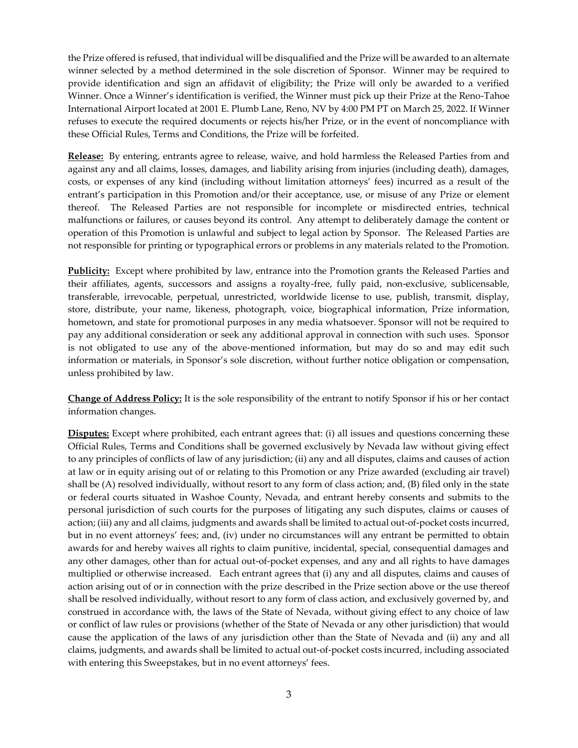the Prize offered is refused, that individual will be disqualified and the Prize will be awarded to an alternate winner selected by a method determined in the sole discretion of Sponsor. Winner may be required to provide identification and sign an affidavit of eligibility; the Prize will only be awarded to a verified Winner. Once a Winner's identification is verified, the Winner must pick up their Prize at the Reno-Tahoe International Airport located at 2001 E. Plumb Lane, Reno, NV by 4:00 PM PT on March 25, 2022. If Winner refuses to execute the required documents or rejects his/her Prize, or in the event of noncompliance with these Official Rules, Terms and Conditions, the Prize will be forfeited.

**Release:** By entering, entrants agree to release, waive, and hold harmless the Released Parties from and against any and all claims, losses, damages, and liability arising from injuries (including death), damages, costs, or expenses of any kind (including without limitation attorneys' fees) incurred as a result of the entrant's participation in this Promotion and/or their acceptance, use, or misuse of any Prize or element thereof. The Released Parties are not responsible for incomplete or misdirected entries, technical malfunctions or failures, or causes beyond its control. Any attempt to deliberately damage the content or operation of this Promotion is unlawful and subject to legal action by Sponsor. The Released Parties are not responsible for printing or typographical errors or problems in any materials related to the Promotion.

**Publicity:** Except where prohibited by law, entrance into the Promotion grants the Released Parties and their affiliates, agents, successors and assigns a royalty-free, fully paid, non-exclusive, sublicensable, transferable, irrevocable, perpetual, unrestricted, worldwide license to use, publish, transmit, display, store, distribute, your name, likeness, photograph, voice, biographical information, Prize information, hometown, and state for promotional purposes in any media whatsoever. Sponsor will not be required to pay any additional consideration or seek any additional approval in connection with such uses. Sponsor is not obligated to use any of the above-mentioned information, but may do so and may edit such information or materials, in Sponsor's sole discretion, without further notice obligation or compensation, unless prohibited by law.

**Change of Address Policy:** It is the sole responsibility of the entrant to notify Sponsor if his or her contact information changes.

**Disputes:** Except where prohibited, each entrant agrees that: (i) all issues and questions concerning these Official Rules, Terms and Conditions shall be governed exclusively by Nevada law without giving effect to any principles of conflicts of law of any jurisdiction; (ii) any and all disputes, claims and causes of action at law or in equity arising out of or relating to this Promotion or any Prize awarded (excluding air travel) shall be (A) resolved individually, without resort to any form of class action; and, (B) filed only in the state or federal courts situated in Washoe County, Nevada, and entrant hereby consents and submits to the personal jurisdiction of such courts for the purposes of litigating any such disputes, claims or causes of action; (iii) any and all claims, judgments and awards shall be limited to actual out-of-pocket costs incurred, but in no event attorneys' fees; and, (iv) under no circumstances will any entrant be permitted to obtain awards for and hereby waives all rights to claim punitive, incidental, special, consequential damages and any other damages, other than for actual out-of-pocket expenses, and any and all rights to have damages multiplied or otherwise increased. Each entrant agrees that (i) any and all disputes, claims and causes of action arising out of or in connection with the prize described in the Prize section above or the use thereof shall be resolved individually, without resort to any form of class action, and exclusively governed by, and construed in accordance with, the laws of the State of Nevada, without giving effect to any choice of law or conflict of law rules or provisions (whether of the State of Nevada or any other jurisdiction) that would cause the application of the laws of any jurisdiction other than the State of Nevada and (ii) any and all claims, judgments, and awards shall be limited to actual out-of-pocket costs incurred, including associated with entering this Sweepstakes, but in no event attorneys' fees.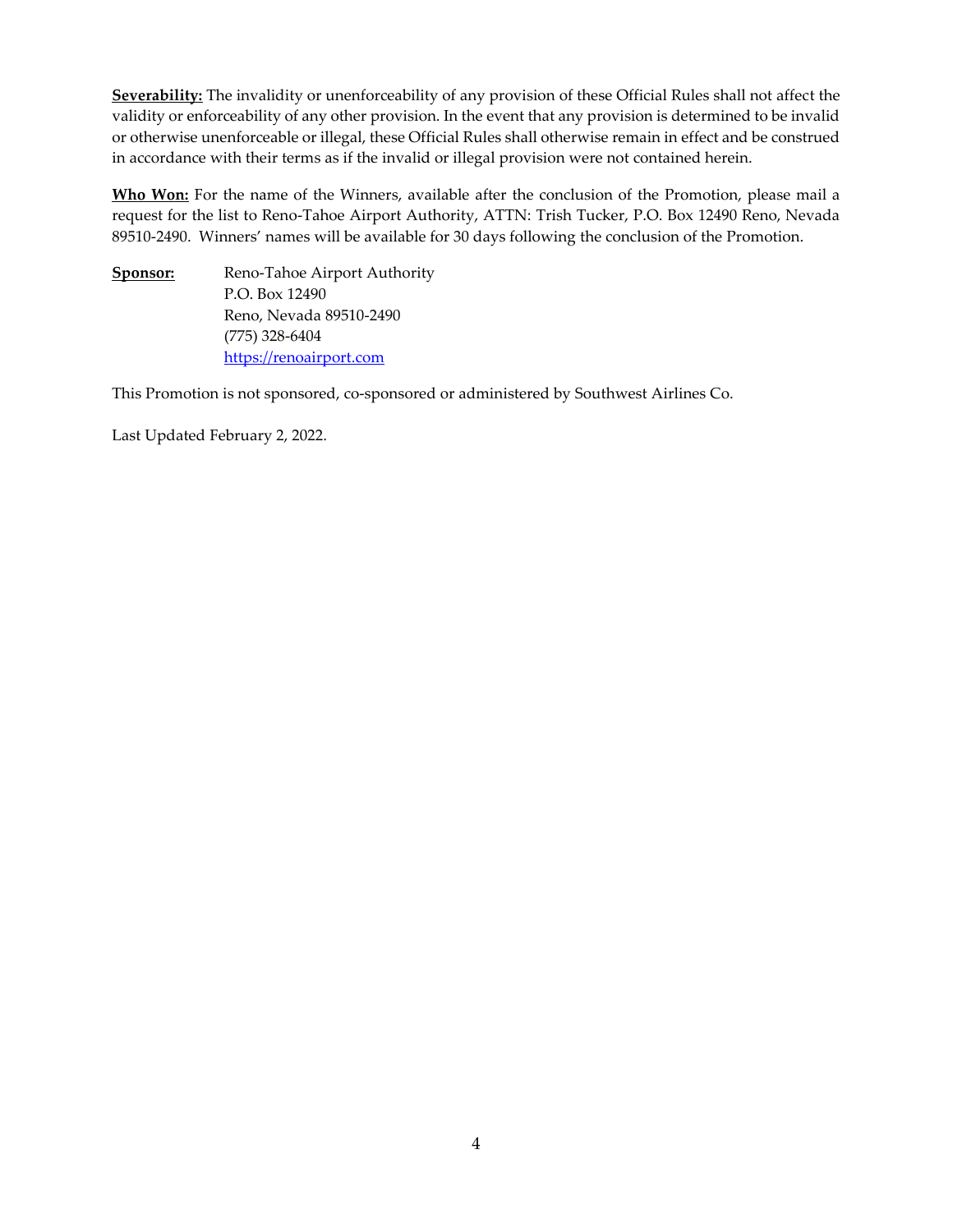**Severability:** The invalidity or unenforceability of any provision of these Official Rules shall not affect the validity or enforceability of any other provision. In the event that any provision is determined to be invalid or otherwise unenforceable or illegal, these Official Rules shall otherwise remain in effect and be construed in accordance with their terms as if the invalid or illegal provision were not contained herein.

**Who Won:** For the name of the Winners, available after the conclusion of the Promotion, please mail a request for the list to Reno-Tahoe Airport Authority, ATTN: Trish Tucker, P.O. Box 12490 Reno, Nevada 89510-2490. Winners' names will be available for 30 days following the conclusion of the Promotion.

**Sponsor:** Reno-Tahoe Airport Authority
P.O. Box 12490
Reno, Nevada 89510-2490
(775) 328-6404
https://renoairport.com

This Promotion is not sponsored, co-sponsored or administered by Southwest Airlines Co.

Last Updated February 2, 2022.